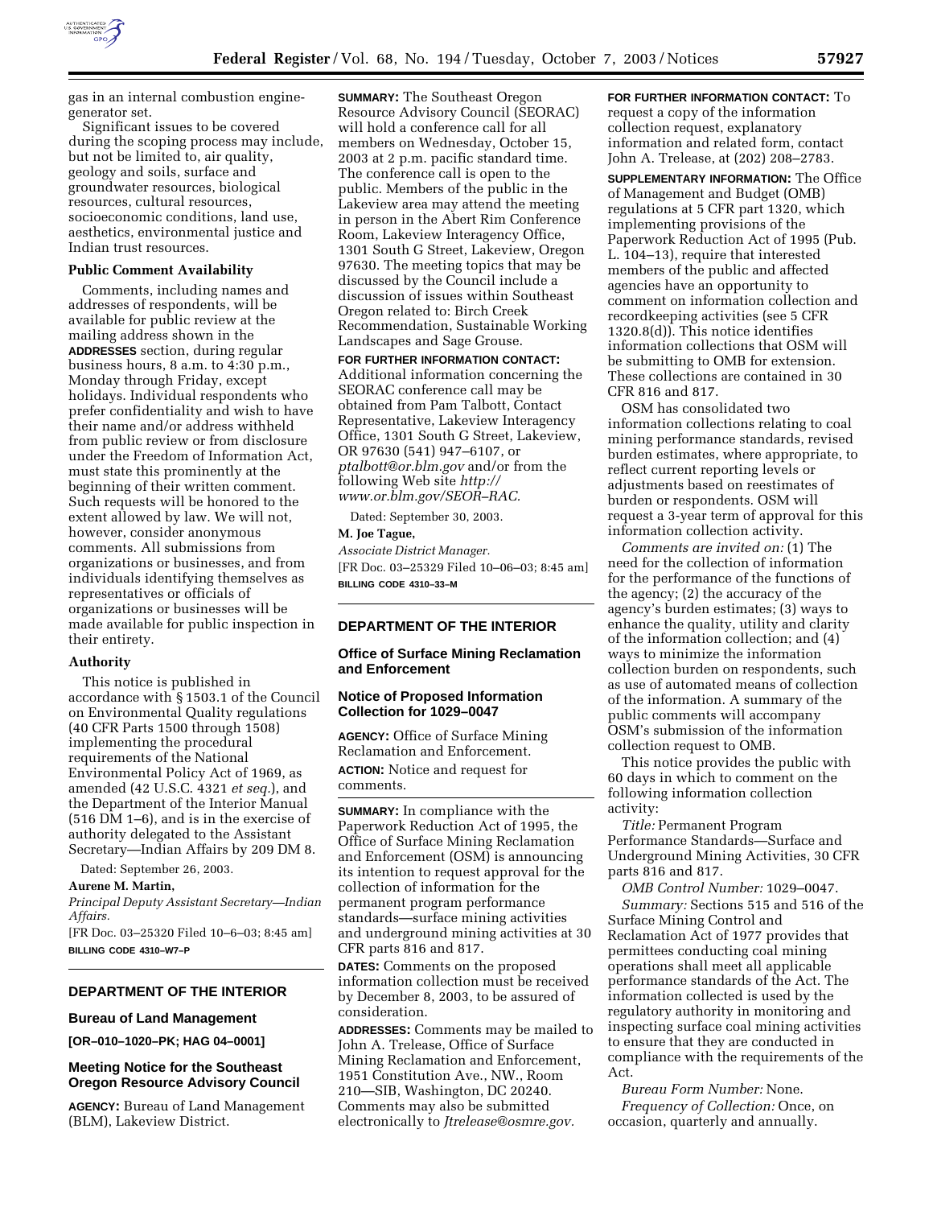gas in an internal combustion engine-generator set.

Significant issues to be covered during the scoping process may include, but not be limited to, air quality, geology and soils, surface and groundwater resources, biological resources, cultural resources, socioeconomic conditions, land use, aesthetics, environmental justice and Indian trust resources.

### Public Comment Availability

Comments, including names and addresses of respondents, will be available for public review at the mailing address shown in the **ADDRESSES** section, during regular business hours, 8 a.m. to 4:30 p.m., Monday through Friday, except holidays. Individual respondents who prefer confidentiality and wish to have their name and/or address withheld from public review or from disclosure under the Freedom of Information Act, must state this prominently at the beginning of their written comment. Such requests will be honored to the extent allowed by law. We will not, however, consider anonymous comments. All submissions from organizations or businesses, and from individuals identifying themselves as representatives or officials of organizations or businesses will be made available for public inspection in their entirety.

### Authority

This notice is published in accordance with § 1503.1 of the Council on Environmental Quality regulations (40 CFR Parts 1500 through 1508) implementing the procedural requirements of the National Environmental Policy Act of 1969, as amended (42 U.S.C. 4321 *et seq.*), and the Department of the Interior Manual (516 DM 1–6), and is in the exercise of authority delegated to the Assistant Secretary—Indian Affairs by 209 DM 8.

Dated: September 26, 2003.

**Aurene M. Martin,**

*Principal Deputy Assistant Secretary—Indian Affairs.*

[FR Doc. 03–25320 Filed 10–6–03; 8:45 am]

**BILLING CODE 4310–W7–P**

## DEPARTMENT OF THE INTERIOR

### Bureau of Land Management

**[OR–010–1020–PK; HAG 04–0001]**

### Meeting Notice for the Southeast Oregon Resource Advisory Council

**AGENCY:** Bureau of Land Management (BLM), Lakeview District.

**SUMMARY:** The Southeast Oregon Resource Advisory Council (SEORAC) will hold a conference call for all members on Wednesday, October 15, 2003 at 2 p.m. pacific standard time. The conference call is open to the public. Members of the public in the Lakeview area may attend the meeting in person in the Abert Rim Conference Room, Lakeview Interagency Office, 1301 South G Street, Lakeview, Oregon 97630. The meeting topics that may be discussed by the Council include a discussion of issues within Southeast Oregon related to: Birch Creek Recommendation, Sustainable Working Landscapes and Sage Grouse.

**FOR FURTHER INFORMATION CONTACT:** Additional information concerning the SEORAC conference call may be obtained from Pam Talbott, Contact Representative, Lakeview Interagency Office, 1301 South G Street, Lakeview, OR 97630 (541) 947–6107, or *ptalbott@or.blm.gov* and/or from the following Web site *http://www.or.blm.gov/SEOR–RAC.*

Dated: September 30, 2003.

**M. Joe Tague,**

*Associate District Manager.*

[FR Doc. 03–25329 Filed 10–06–03; 8:45 am]

**BILLING CODE 4310–33–M**

## DEPARTMENT OF THE INTERIOR

### Office of Surface Mining Reclamation and Enforcement

### Notice of Proposed Information Collection for 1029–0047

**AGENCY:** Office of Surface Mining Reclamation and Enforcement.

**ACTION:** Notice and request for comments.

**SUMMARY:** In compliance with the Paperwork Reduction Act of 1995, the Office of Surface Mining Reclamation and Enforcement (OSM) is announcing its intention to request approval for the collection of information for the permanent program performance standards—surface mining activities and underground mining activities at 30 CFR parts 816 and 817.

**DATES:** Comments on the proposed information collection must be received by December 8, 2003, to be assured of consideration.

**ADDRESSES:** Comments may be mailed to John A. Trelease, Office of Surface Mining Reclamation and Enforcement, 1951 Constitution Ave., NW., Room 210—SIB, Washington, DC 20240. Comments may also be submitted electronically to *Jtrelease@osmre.gov.*

**FOR FURTHER INFORMATION CONTACT:** To request a copy of the information collection request, explanatory information and related form, contact John A. Trelease, at (202) 208–2783.

**SUPPLEMENTARY INFORMATION:** The Office of Management and Budget (OMB) regulations at 5 CFR part 1320, which implementing provisions of the Paperwork Reduction Act of 1995 (Pub. L. 104–13), require that interested members of the public and affected agencies have an opportunity to comment on information collection and recordkeeping activities (see 5 CFR 1320.8(d)). This notice identifies information collections that OSM will be submitting to OMB for extension. These collections are contained in 30 CFR 816 and 817.

OSM has consolidated two information collections relating to coal mining performance standards, revised burden estimates, where appropriate, to reflect current reporting levels or adjustments based on reestimates of burden or respondents. OSM will request a 3-year term of approval for this information collection activity.

*Comments are invited on:* (1) The need for the collection of information for the performance of the functions of the agency; (2) the accuracy of the agency's burden estimates; (3) ways to enhance the quality, utility and clarity of the information collection; and (4) ways to minimize the information collection burden on respondents, such as use of automated means of collection of the information. A summary of the public comments will accompany OSM's submission of the information collection request to OMB.

This notice provides the public with 60 days in which to comment on the following information collection activity:

*Title:* Permanent Program Performance Standards—Surface and Underground Mining Activities, 30 CFR parts 816 and 817.

*OMB Control Number:* 1029–0047.

*Summary:* Sections 515 and 516 of the Surface Mining Control and Reclamation Act of 1977 provides that permittees conducting coal mining operations shall meet all applicable performance standards of the Act. The information collected is used by the regulatory authority in monitoring and inspecting surface coal mining activities to ensure that they are conducted in compliance with the requirements of the Act.

*Bureau Form Number:* None.

*Frequency of Collection:* Once, on occasion, quarterly and annually.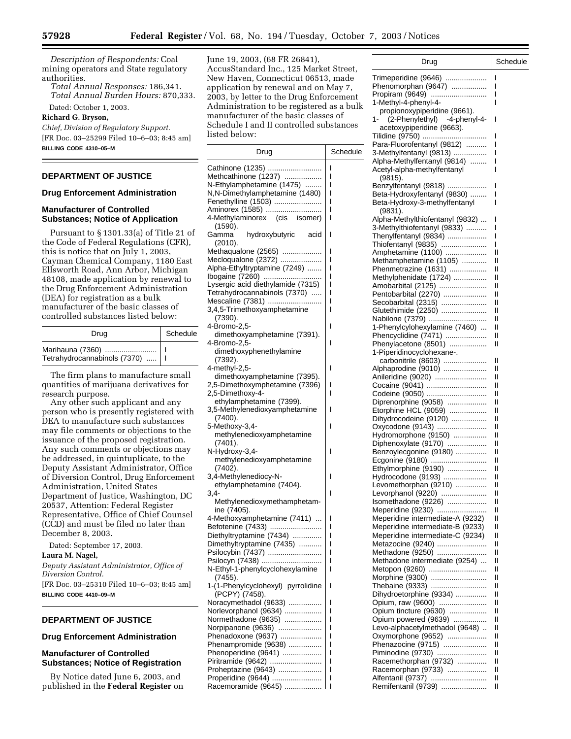*Description of Respondents:* Coal mining operators and State regulatory authorities.

*Total Annual Responses:* 186,341.

*Total Annual Burden Hours:* 870,333.

Dated: October 1, 2003.

**Richard G. Bryson,**

*Chief, Division of Regulatory Support.*

[FR Doc. 03–25299 Filed 10–6–03; 8:45 am]

**BILLING CODE 4310–05–M**

## DEPARTMENT OF JUSTICE

### Drug Enforcement Administration

### Manufacturer of Controlled Substances; Notice of Application

Pursuant to § 1301.33(a) of Title 21 of the Code of Federal Regulations (CFR), this is notice that on July 1, 2003, Cayman Chemical Company, 1180 East Ellsworth Road, Ann Arbor, Michigan 48108, made application by renewal to the Drug Enforcement Administration (DEA) for registration as a bulk manufacturer of the basic classes of controlled substances listed below:

| Drug | Schedule |
|---|---|
| Marihauna (7360) | I |
| Tetrahydrocannabinols (7370) | I |

The firm plans to manufacture small quantities of marijuana derivatives for research purpose.

Any other such applicant and any person who is presently registered with DEA to manufacture such substances may file comments or objections to the issuance of the proposed registration. Any such comments or objections may be addressed, in quintuplicate, to the Deputy Assistant Administrator, Office of Diversion Control, Drug Enforcement Administration, United States Department of Justice, Washington, DC 20537, Attention: Federal Register Representative, Office of Chief Counsel (CCD) and must be filed no later than December 8, 2003.

Dated: September 17, 2003.

**Laura M. Nagel,**

*Deputy Assistant Administrator, Office of Diversion Control.*

[FR Doc. 03–25310 Filed 10–6–03; 8:45 am]

**BILLING CODE 4410–09–M**

## DEPARTMENT OF JUSTICE

### Drug Enforcement Administration

### Manufacturer of Controlled Substances; Notice of Registration

By Notice dated June 6, 2003, and published in the **Federal Register** on June 19, 2003, (68 FR 26841), AccusStandard Inc., 125 Market Street, New Haven, Connecticut 06513, made application by renewal and on May 7, 2003, by letter to the Drug Enforcement Administration to be registered as a bulk manufacturer of the basic classes of Schedule I and II controlled substances listed below:

| Drug | Schedule |
|---|---|
| Cathinone (1235) | I |
| Methcathinone (1237) | I |
| N-Ethylamphetamine (1475) | I |
| N,N-Dimethylamphetamine (1480) | I |
| Fenethylline (1503) | I |
| Aminorex (1585) | I |
| 4-Methylaminorex (cis isomer) (1590). | I |
| Gamma hydroxybutyric acid (2010). | I |
| Methaqualone (2565) | I |
| Mecloqualone (2372) | I |
| Alpha-Ethyltryptamine (7249) | I |
| Ibogaine (7260) | I |
| Lysergic acid diethylamide (7315) | I |
| Tetrahydrocannabinols (7370) | I |
| Mescaline (7381) | I |
| 3,4,5-Trimethoxyamphetamine (7390). | I |
| 4-Bromo-2,5-dimethoxyamphetamine (7391). | I |
| 4-Bromo-2,5-dimethoxyphenethylamine (7392). | I |
| 4-methyl-2,5-dimethoxyamphetamine (7395). | I |
| 2,5-Dimethoxymphetamine (7396) | I |
| 2,5-Dimethoxy-4-ethylamphetamine (7399). | I |
| 3,5-Methylenedioxyamphetamine (7400). | I |
| 5-Methoxy-3,4-methylenedioxyamphetamine (7401). | I |
| N-Hydroxy-3,4-methylenedioxyamphetamine (7402). | I |
| 3,4-Methylenediocy-N-ethylamphetamine (7404). | I |
| 3,4-Methylenedioxymethamphetamine (7405). | I |
| 4-Methoxyamphetamine (7411) | I |
| Befotenine (7433) | I |
| Diethyltryptamine (7434) | I |
| Dimethyltryptamine (7435) | I |
| Psilocybin (7437) | I |
| Psilocyn (7438) | I |
| N-Ethyl-1-phenylcyclohexylamine (7455). | I |
| 1-(1-Phenylcyclohexyl) pyrrolidine (PCPY) (7458). | I |
| Noracymethadol (9633) | I |
| Norlevorphanol (9634) | I |
| Normethadone (9635) | I |
| Norpipanone (9636) | I |
| Phenadoxone (9637) | I |
| Phenampromide (9638) | I |
| Phenoperidine (9641) | I |
| Piritramide (9642) | I |
| Proheptazine (9643) | I |
| Properidine (9644) | I |
| Racemoramide (9645) | I |
| Trimeperidine (9646) | I |
| Phenomorphan (9647) | I |
| Propiram (9649) | I |
| 1-Methyl-4-phenyl-4-propionoxypiperidine (9661). | I |
| 1- (2-Phenylethyl) -4-phenyl-4-acetoxypiperidine (9663). | I |
| Tilidine (9750) | I |
| Para-Fluorofentanyl (9812) | I |
| 3-Methylfentanyl (9813) | I |
| Alpha-Methylfentanyl (9814) | I |
| Acetyl-alpha-methylfentanyl (9815). | I |
| Benzylfentanyl (9818) | I |
| Beta-Hydroxyfentanyl (9830) | I |
| Beta-Hydroxy-3-methylfentanyl (9831). | I |
| Alpha-Methylthiofentanyl (9832) | I |
| 3-Methylthiofentanyl (9833) | I |
| Thenylfentanyl (9834) | I |
| Thiofentanyl (9835) | I |
| Amphetamine (1100) | II |
| Methamphetamine (1105) | II |
| Phenmetrazine (1631) | II |
| Methylphenidate (1724) | II |
| Amobarbital (2125) | II |
| Pentobarbital (2270) | II |
| Secobarbital (2315) | II |
| Glutethimide (2250) | II |
| Nabilone (7379) | II |
| 1-Phenylcylohexylamine (7460) | II |
| Phencyclidine (7471) | II |
| Phenylacetone (8501) | II |
| 1-Piperidinocyclohexane-.carbonitrile (8603) | II |
| Alphaprodine (9010) | II |
| Anileridine (9020) | II |
| Cocaine (9041) | II |
| Codeine (9050) | II |
| Diprenorphine (9058) | II |
| Etorphine HCL (9059) | II |
| Dihydrocodeine (9120) | II |
| Oxycodone (9143) | II |
| Hydromorphone (9150) | II |
| Diphenoxylate (9170) | II |
| Benzoylecgonine (9180) | II |
| Ecgonine (9180) | II |
| Ethylmorphine (9190) | II |
| Hydrocodone (9193) | II |
| Levomethorphan (9210) | II |
| Levorphanol (9220) | II |
| Isomethadone (9226) | II |
| Meperidine (9230) | II |
| Meperidine intermediate-A (9232) | II |
| Meperidine intermediate-B (9233) | II |
| Meperidine intermediate-C (9234) | II |
| Metazocine (9240) | II |
| Methadone (9250) | II |
| Methadone intermediate (9254) | II |
| Metopon (9260) | II |
| Morphine (9300) | II |
| Thebaine (9333) | II |
| Dihydroetorphine (9334) | II |
| Opium, raw (9600) | II |
| Opium tincture (9630) | II |
| Opium powered (9639) | II |
| Levo-alphacetylmethadol (9648) | II |
| Oxymorphone (9652) | II |
| Phenazocine (9715) | II |
| Piminodine (9730) | II |
| Racemethorphan (9732) | II |
| Racemorphan (9733) | II |
| Alfentanil (9737) | II |
| Remifentanil (9739) | II |